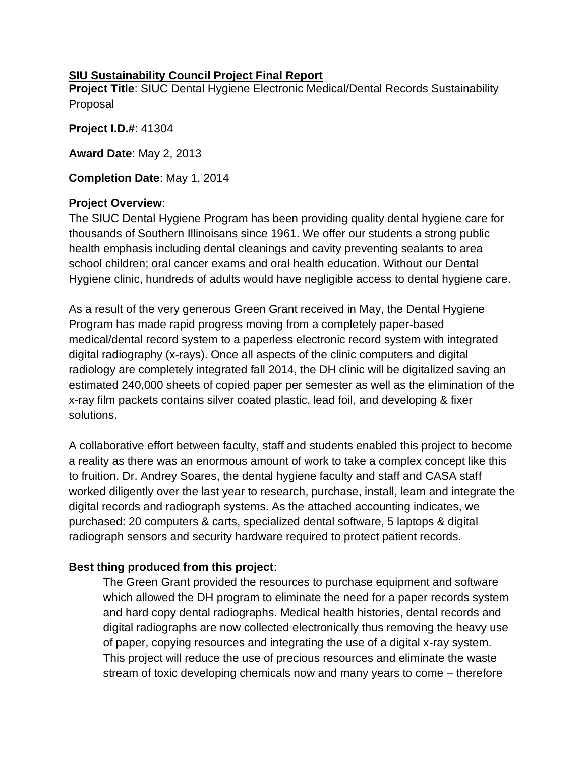**SIU Sustainability Council Project Final Report**

**Project Title**: SIUC Dental Hygiene Electronic Medical/Dental Records Sustainability Proposal

**Project I.D.#**: 41304

**Award Date**: May 2, 2013

**Completion Date**: May 1, 2014

**Project Overview**:

The SIUC Dental Hygiene Program has been providing quality dental hygiene care for thousands of Southern Illinoisans since 1961. We offer our students a strong public health emphasis including dental cleanings and cavity preventing sealants to area school children; oral cancer exams and oral health education. Without our Dental Hygiene clinic, hundreds of adults would have negligible access to dental hygiene care.

As a result of the very generous Green Grant received in May, the Dental Hygiene Program has made rapid progress moving from a completely paper-based medical/dental record system to a paperless electronic record system with integrated digital radiography (x-rays). Once all aspects of the clinic computers and digital radiology are completely integrated fall 2014, the DH clinic will be digitalized saving an estimated 240,000 sheets of copied paper per semester as well as the elimination of the x-ray film packets contains silver coated plastic, lead foil, and developing & fixer solutions.

A collaborative effort between faculty, staff and students enabled this project to become a reality as there was an enormous amount of work to take a complex concept like this to fruition. Dr. Andrey Soares, the dental hygiene faculty and staff and CASA staff worked diligently over the last year to research, purchase, install, learn and integrate the digital records and radiograph systems. As the attached accounting indicates, we purchased: 20 computers & carts, specialized dental software, 5 laptops & digital radiograph sensors and security hardware required to protect patient records.

**Best thing produced from this project**:

> The Green Grant provided the resources to purchase equipment and software which allowed the DH program to eliminate the need for a paper records system and hard copy dental radiographs. Medical health histories, dental records and digital radiographs are now collected electronically thus removing the heavy use of paper, copying resources and integrating the use of a digital x-ray system. This project will reduce the use of precious resources and eliminate the waste stream of toxic developing chemicals now and many years to come – therefore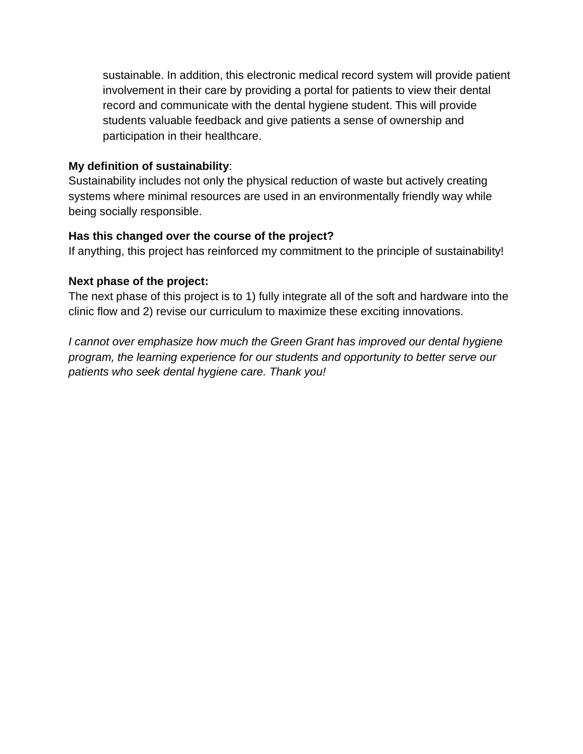sustainable. In addition, this electronic medical record system will provide patient involvement in their care by providing a portal for patients to view their dental record and communicate with the dental hygiene student. This will provide students valuable feedback and give patients a sense of ownership and participation in their healthcare.

**My definition of sustainability**:
Sustainability includes not only the physical reduction of waste but actively creating systems where minimal resources are used in an environmentally friendly way while being socially responsible.

**Has this changed over the course of the project?**
If anything, this project has reinforced my commitment to the principle of sustainability!

**Next phase of the project:**
The next phase of this project is to 1) fully integrate all of the soft and hardware into the clinic flow and 2) revise our curriculum to maximize these exciting innovations.

*I cannot over emphasize how much the Green Grant has improved our dental hygiene program, the learning experience for our students and opportunity to better serve our patients who seek dental hygiene care. Thank you!*